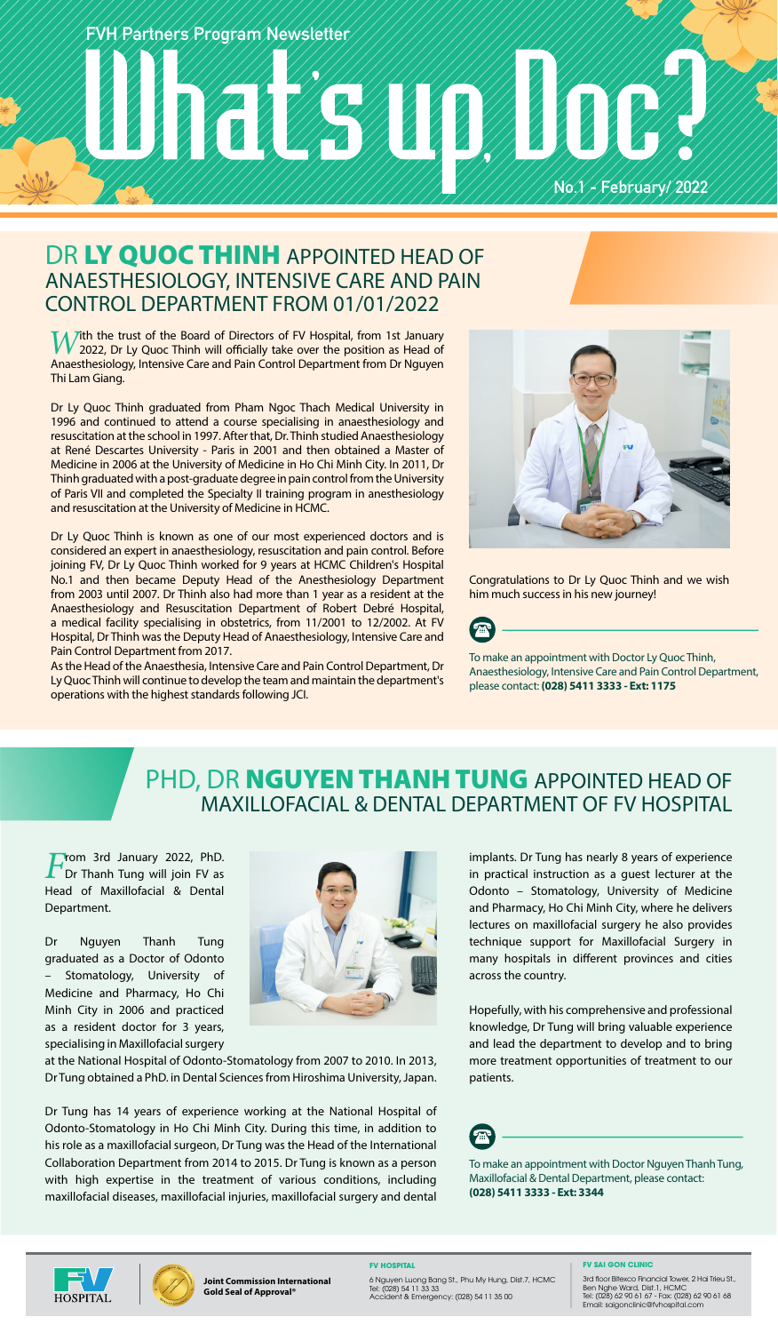FVH Partners Program Newsletter

# What's up, Doc?

No.1 - February/ 2022

## DR LY QUOC THINH APPOINTED HEAD OF ANAESTHESIOLOGY, INTENSIVE CARE AND PAIN CONTROL DEPARTMENT FROM 01/01/2022

With the trust of the Board of Directors of FV Hospital, from 1st January 2022, Dr Ly Quoc Thinh will officially take over the position as Head of Anaesthesiology, Intensive Care and Pain Control Department from Dr Nguyen Thi Lam Giang.

Dr Ly Quoc Thinh graduated from Pham Ngoc Thach Medical University in 1996 and continued to attend a course specialising in anaesthesiology and resuscitation at the school in 1997. After that, Dr. Thinh studied Anaesthesiology at René Descartes University - Paris in 2001 and then obtained a Master of Medicine in 2006 at the University of Medicine in Ho Chi Minh City. In 2011, Dr Thinh graduated with a post-graduate degree in pain control from the University of Paris VII and completed the Specialty II training program in anesthesiology and resuscitation at the University of Medicine in HCMC.

Dr Ly Quoc Thinh is known as one of our most experienced doctors and is considered an expert in anaesthesiology, resuscitation and pain control. Before joining FV, Dr Ly Quoc Thinh worked for 9 years at HCMC Children's Hospital No.1 and then became Deputy Head of the Anesthesiology Department from 2003 until 2007. Dr Thinh also had more than 1 year as a resident at the Anaesthesiology and Resuscitation Department of Robert Debré Hospital, a medical facility specialising in obstetrics, from 11/2001 to 12/2002. At FV Hospital, Dr Thinh was the Deputy Head of Anaesthesiology, Intensive Care and Pain Control Department from 2017.

As the Head of the Anaesthesia, Intensive Care and Pain Control Department, Dr Ly Quoc Thinh will continue to develop the team and maintain the department's operations with the highest standards following JCI.

Congratulations to Dr Ly Quoc Thinh and we wish him much success in his new journey!

To make an appointment with Doctor Ly Quoc Thinh, Anaesthesiology, Intensive Care and Pain Control Department, please contact: **(028) 5411 3333 - Ext: 1175**

## PHD, DR NGUYEN THANH TUNG APPOINTED HEAD OF MAXILLOFACIAL & DENTAL DEPARTMENT OF FV HOSPITAL

From 3rd January 2022, PhD. Dr Thanh Tung will join FV as Head of Maxillofacial & Dental Department.

Dr Nguyen Thanh Tung graduated as a Doctor of Odonto – Stomatology, University of Medicine and Pharmacy, Ho Chi Minh City in 2006 and practiced as a resident doctor for 3 years, specialising in Maxillofacial surgery at the National Hospital of Odonto-Stomatology from 2007 to 2010. In 2013, Dr Tung obtained a PhD. in Dental Sciences from Hiroshima University, Japan.

Dr Tung has 14 years of experience working at the National Hospital of Odonto-Stomatology in Ho Chi Minh City. During this time, in addition to his role as a maxillofacial surgeon, Dr Tung was the Head of the International Collaboration Department from 2014 to 2015. Dr Tung is known as a person with high expertise in the treatment of various conditions, including maxillofacial diseases, maxillofacial injuries, maxillofacial surgery and dental implants. Dr Tung has nearly 8 years of experience in practical instruction as a guest lecturer at the Odonto – Stomatology, University of Medicine and Pharmacy, Ho Chi Minh City, where he delivers lectures on maxillofacial surgery he also provides technique support for Maxillofacial Surgery in many hospitals in different provinces and cities across the country.

Hopefully, with his comprehensive and professional knowledge, Dr Tung will bring valuable experience and lead the department to develop and to bring more treatment opportunities of treatment to our patients.

To make an appointment with Doctor Nguyen Thanh Tung, Maxillofacial & Dental Department, please contact: **(028) 5411 3333 - Ext: 3344**

Joint Commission International Gold Seal of Approval®

**FV HOSPITAL**
6 Nguyen Luong Bang St., Phu My Hung, Dist.7, HCMC
Tel: (028) 54 11 33 33
Accident & Emergency: (028) 54 11 35 00

**FV SAI GON CLINIC**
3rd floor Bitexco Financial Tower, 2 Hai Trieu St., Ben Nghe Ward, Dist.1, HCMC
Tel: (028) 62 90 61 67 - Fax: (028) 62 90 61 68
Email: saigonclinic@fvhospital.com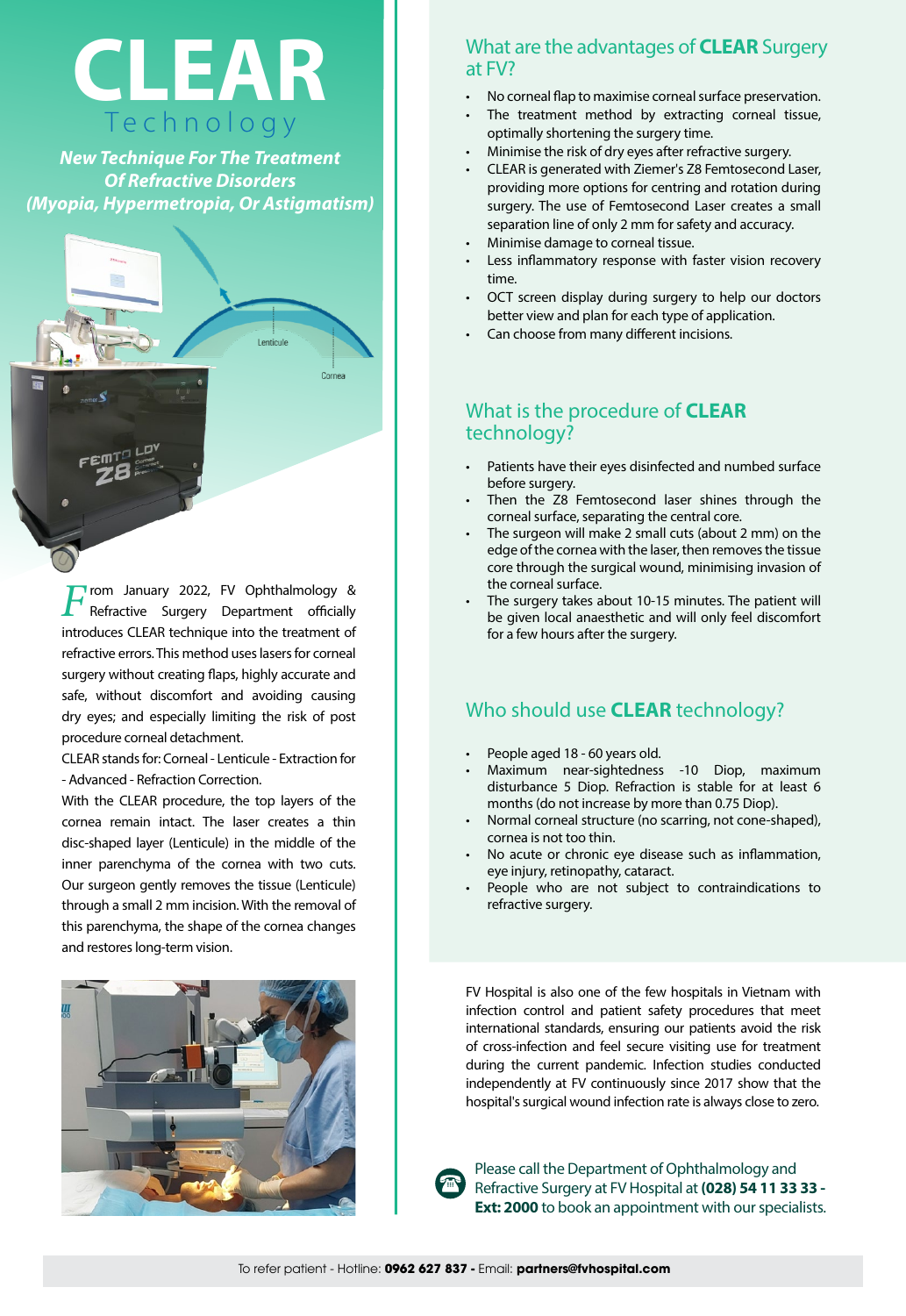# CLEAR

## Technology

***New Technique For The Treatment Of Refractive Disorders (Myopia, Hypermetropia, Or Astigmatism)***

From January 2022, FV Ophthalmology & Refractive Surgery Department officially introduces CLEAR technique into the treatment of refractive errors. This method uses lasers for corneal surgery without creating flaps, highly accurate and safe, without discomfort and avoiding causing dry eyes; and especially limiting the risk of post procedure corneal detachment.

CLEAR stands for: Corneal - Lenticule - Extraction for - Advanced - Refraction Correction.

With the CLEAR procedure, the top layers of the cornea remain intact. The laser creates a thin disc-shaped layer (Lenticule) in the middle of the inner parenchyma of the cornea with two cuts. Our surgeon gently removes the tissue (Lenticule) through a small 2 mm incision. With the removal of this parenchyma, the shape of the cornea changes and restores long-term vision.

## What are the advantages of **CLEAR** Surgery at FV?

- No corneal flap to maximise corneal surface preservation.
- The treatment method by extracting corneal tissue, optimally shortening the surgery time.
- Minimise the risk of dry eyes after refractive surgery.
- CLEAR is generated with Ziemer's Z8 Femtosecond Laser, providing more options for centring and rotation during surgery. The use of Femtosecond Laser creates a small separation line of only 2 mm for safety and accuracy.
- Minimise damage to corneal tissue.
- Less inflammatory response with faster vision recovery time.
- OCT screen display during surgery to help our doctors better view and plan for each type of application.
- Can choose from many different incisions.

## What is the procedure of **CLEAR** technology?

- Patients have their eyes disinfected and numbed surface before surgery.
- Then the Z8 Femtosecond laser shines through the corneal surface, separating the central core.
- The surgeon will make 2 small cuts (about 2 mm) on the edge of the cornea with the laser, then removes the tissue core through the surgical wound, minimising invasion of the corneal surface.
- The surgery takes about 10-15 minutes. The patient will be given local anaesthetic and will only feel discomfort for a few hours after the surgery.

## Who should use **CLEAR** technology?

- People aged 18 - 60 years old.
- Maximum near-sightedness -10 Diop, maximum disturbance 5 Diop. Refraction is stable for at least 6 months (do not increase by more than 0.75 Diop).
- Normal corneal structure (no scarring, not cone-shaped), cornea is not too thin.
- No acute or chronic eye disease such as inflammation, eye injury, retinopathy, cataract.
- People who are not subject to contraindications to refractive surgery.

FV Hospital is also one of the few hospitals in Vietnam with infection control and patient safety procedures that meet international standards, ensuring our patients avoid the risk of cross-infection and feel secure visiting use for treatment during the current pandemic. Infection studies conducted independently at FV continuously since 2017 show that the hospital's surgical wound infection rate is always close to zero.

Please call the Department of Ophthalmology and Refractive Surgery at FV Hospital at **(028) 54 11 33 33 - Ext: 2000** to book an appointment with our specialists.

To refer patient - Hotline: **0962 627 837 -** Email: **partners@fvhospital.com**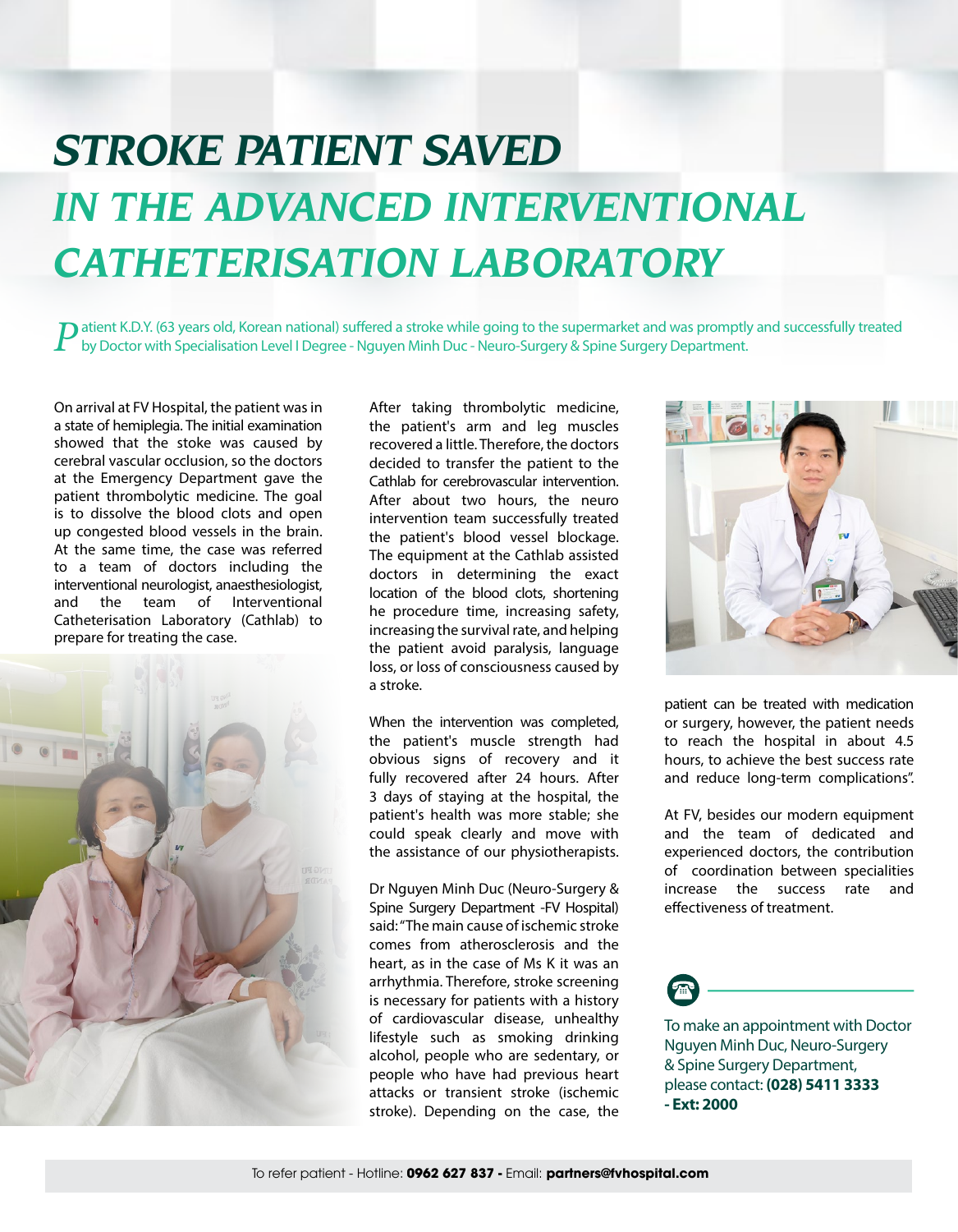# STROKE PATIENT SAVED

## IN THE ADVANCED INTERVENTIONAL CATHETERISATION LABORATORY

Patient K.D.Y. (63 years old, Korean national) suffered a stroke while going to the supermarket and was promptly and successfully treated by Doctor with Specialisation Level I Degree - Nguyen Minh Duc - Neuro-Surgery & Spine Surgery Department.

On arrival at FV Hospital, the patient was in a state of hemiplegia. The initial examination showed that the stoke was caused by cerebral vascular occlusion, so the doctors at the Emergency Department gave the patient thrombolytic medicine. The goal is to dissolve the blood clots and open up congested blood vessels in the brain. At the same time, the case was referred to a team of doctors including the interventional neurologist, anaesthesiologist, and the team of Interventional Catheterisation Laboratory (Cathlab) to prepare for treating the case.

After taking thrombolytic medicine, the patient's arm and leg muscles recovered a little. Therefore, the doctors decided to transfer the patient to the Cathlab for cerebrovascular intervention. After about two hours, the neuro intervention team successfully treated the patient's blood vessel blockage. The equipment at the Cathlab assisted doctors in determining the exact location of the blood clots, shortening he procedure time, increasing safety, increasing the survival rate, and helping the patient avoid paralysis, language loss, or loss of consciousness caused by a stroke.

When the intervention was completed, the patient's muscle strength had obvious signs of recovery and it fully recovered after 24 hours. After 3 days of staying at the hospital, the patient's health was more stable; she could speak clearly and move with the assistance of our physiotherapists.

Dr Nguyen Minh Duc (Neuro-Surgery & Spine Surgery Department -FV Hospital) said: "The main cause of ischemic stroke comes from atherosclerosis and the heart, as in the case of Ms K it was an arrhythmia. Therefore, stroke screening is necessary for patients with a history of cardiovascular disease, unhealthy lifestyle such as smoking drinking alcohol, people who are sedentary, or people who have had previous heart attacks or transient stroke (ischemic stroke). Depending on the case, the patient can be treated with medication or surgery, however, the patient needs to reach the hospital in about 4.5 hours, to achieve the best success rate and reduce long-term complications".

At FV, besides our modern equipment and the team of dedicated and experienced doctors, the contribution of coordination between specialities increase the success rate and effectiveness of treatment.

To make an appointment with Doctor Nguyen Minh Duc, Neuro-Surgery & Spine Surgery Department, please contact: **(028) 5411 3333 - Ext: 2000**

To refer patient - Hotline: **0962 627 837 -** Email: **partners@fvhospital.com**